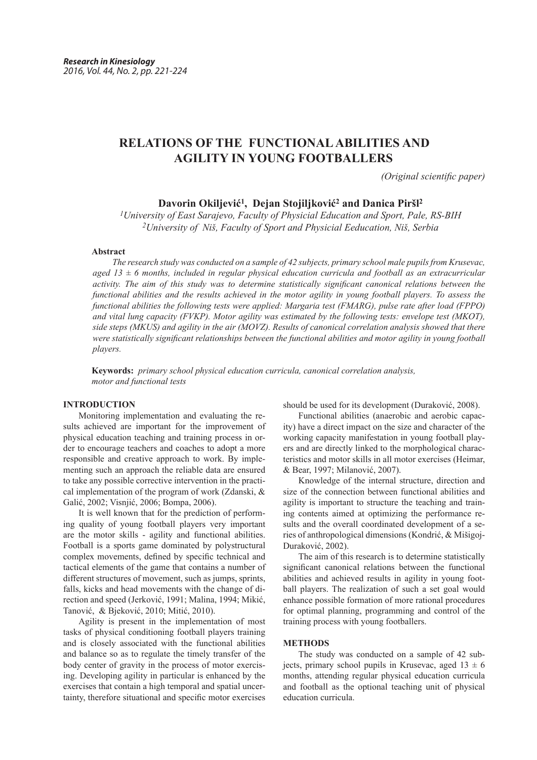# RELATIONS OF THE FUNCTIONAL ABILITIES AND AGILITY IN YOUNG FOOTBALLERS

*(Original scientific paper)*

**Davorin Okiljević[1], Dejan Stojiljković[2] and Danica Piršl[2]**

*[1]University of East Sarajevo, Faculty of Physicial Education and Sport, Pale, RS-BIH*
*[2]University of Niš, Faculty of Sport and Physicial Eeducation, Niš, Serbia*

### Abstract

*The research study was conducted on a sample of 42 subjects, primary school male pupils from Krusevac, aged 13 ± 6 months, included in regular physical education curricula and football as an extracurricular activity. The aim of this study was to determine statistically significant canonical relations between the functional abilities and the results achieved in the motor agility in young football players. To assess the functional abilities the following tests were applied: Margaria test (FMARG), pulse rate after load (FPPO) and vital lung capacity (FVKP). Motor agility was estimated by the following tests: envelope test (MKOT), side steps (MKUS) and agility in the air (MOVZ). Results of canonical correlation analysis showed that there were statistically significant relationships between the functional abilities and motor agility in young football players.*

**Keywords:** *primary school physical education curricula, canonical correlation analysis, motor and functional tests*

## INTRODUCTION

Monitoring implementation and evaluating the results achieved are important for the improvement of physical education teaching and training process in order to encourage teachers and coaches to adopt a more responsible and creative approach to work. By implementing such an approach the reliable data are ensured to take any possible corrective intervention in the practical implementation of the program of work (Zdanski, & Galić, 2002; Visnjić, 2006; Bompa, 2006).

It is well known that for the prediction of performing quality of young football players very important are the motor skills - agility and functional abilities. Football is a sports game dominated by polystructural complex movements, defined by specific technical and tactical elements of the game that contains a number of different structures of movement, such as jumps, sprints, falls, kicks and head movements with the change of direction and speed (Jerković, 1991; Malina, 1994; Mikić, Tanović, & Bjeković, 2010; Mitić, 2010).

Agility is present in the implementation of most tasks of physical conditioning football players training and is closely associated with the functional abilities and balance so as to regulate the timely transfer of the body center of gravity in the process of motor exercising. Developing agility in particular is enhanced by the exercises that contain a high temporal and spatial uncertainty, therefore situational and specific motor exercises should be used for its development (Duraković, 2008).

Functional abilities (anaerobic and aerobic capacity) have a direct impact on the size and character of the working capacity manifestation in young football players and are directly linked to the morphological characteristics and motor skills in all motor exercises (Heimar, & Bear, 1997; Milanović, 2007).

Knowledge of the internal structure, direction and size of the connection between functional abilities and agility is important to structure the teaching and training contents aimed at optimizing the performance results and the overall coordinated development of a series of anthropological dimensions (Kondrić, & Mišigoj-Duraković, 2002).

The aim of this research is to determine statistically significant canonical relations between the functional abilities and achieved results in agility in young football players. The realization of such a set goal would enhance possible formation of more rational procedures for optimal planning, programming and control of the training process with young footballers.

## METHODS

The study was conducted on a sample of 42 subjects, primary school pupils in Krusevac, aged 13 ± 6 months, attending regular physical education curricula and football as the optional teaching unit of physical education curricula.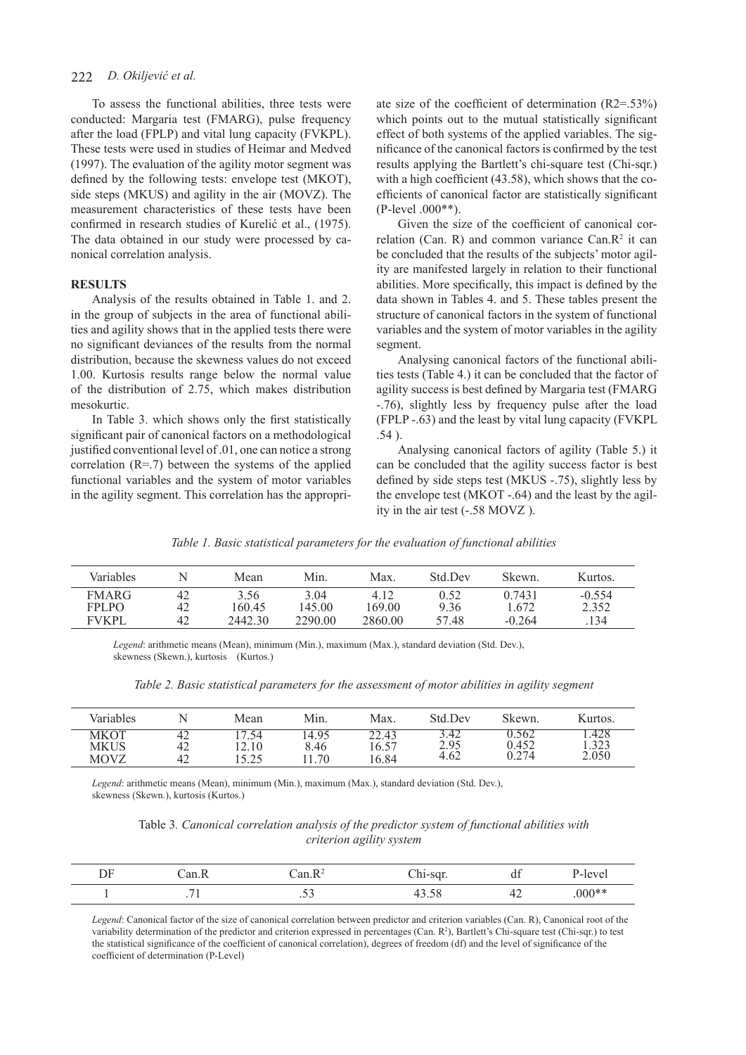To assess the functional abilities, three tests were conducted: Margaria test (FMARG), pulse frequency after the load (FPLP) and vital lung capacity (FVKPL). These tests were used in studies of Heimar and Medved (1997). The evaluation of the agility motor segment was defined by the following tests: envelope test (MKOT), side steps (MKUS) and agility in the air (MOVZ). The measurement characteristics of these tests have been confirmed in research studies of Kurelić et al., (1975). The data obtained in our study were processed by canonical correlation analysis.

## RESULTS

Analysis of the results obtained in Table 1. and 2. in the group of subjects in the area of functional abilities and agility shows that in the applied tests there were no significant deviances of the results from the normal distribution, because the skewness values do not exceed 1.00. Kurtosis results range below the normal value of the distribution of 2.75, which makes distribution mesokurtic.

In Table 3. which shows only the first statistically significant pair of canonical factors on a methodological justified conventional level of .01, one can notice a strong correlation (R=.7) between the systems of the applied functional variables and the system of motor variables in the agility segment. This correlation has the appropriate size of the coefficient of determination ($R2=.53\%$) which points out to the mutual statistically significant effect of both systems of the applied variables. The significance of the canonical factors is confirmed by the test results applying the Bartlett's chi-square test (Chi-sqr.) with a high coefficient (43.58), which shows that the coefficients of canonical factor are statistically significant (P-level .000**).

Given the size of the coefficient of canonical correlation (Can. R) and common variance Can.$R^2$ it can be concluded that the results of the subjects' motor agility are manifested largely in relation to their functional abilities. More specifically, this impact is defined by the data shown in Tables 4. and 5. These tables present the structure of canonical factors in the system of functional variables and the system of motor variables in the agility segment.

Analysing canonical factors of the functional abilities tests (Table 4.) it can be concluded that the factor of agility success is best defined by Margaria test (FMARG -.76), slightly less by frequency pulse after the load (FPLP -.63) and the least by vital lung capacity (FVKPL .54 ).

Analysing canonical factors of agility (Table 5.) it can be concluded that the agility success factor is best defined by side steps test (MKUS -.75), slightly less by the envelope test (MKOT -.64) and the least by the agility in the air test (-.58 MOVZ ).

*Table 1. Basic statistical parameters for the evaluation of functional abilities*

| Variables | N | Mean | Min. | Max. | Std.Dev | Skewn. | Kurtos. |
|---|---|---|---|---|---|---|---|
| FMARG | 42 | 3.56 | 3.04 | 4.12 | 0.52 | 0.7431 | -0.554 |
| FPLPO | 42 | 160.45 | 145.00 | 169.00 | 9.36 | 1.672 | 2.352 |
| FVKPL | 42 | 2442.30 | 2290.00 | 2860.00 | 57.48 | -0.264 | .134 |

*Legend*: arithmetic means (Mean), minimum (Min.), maximum (Max.), standard deviation (Std. Dev.), skewness (Skewn.), kurtosis (Kurtos.)

*Table 2. Basic statistical parameters for the assessment of motor abilities in agility segment*

| Variables | N | Mean | Min. | Max. | Std.Dev | Skewn. | Kurtos. |
|---|---|---|---|---|---|---|---|
| MKOT | 42 | 17.54 | 14.95 | 22.43 | 3.42 | 0.562 | 1.428 |
| MKUS | 42 | 12.10 | 8.46 | 16.57 | 2.95 | 0.452 | 1.323 |
| MOVZ | 42 | 15.25 | 11.70 | 16.84 | 4.62 | 0.274 | 2.050 |

*Legend*: arithmetic means (Mean), minimum (Min.), maximum (Max.), standard deviation (Std. Dev.), skewness (Skewn.), kurtosis (Kurtos.)

Table 3. *Canonical correlation analysis of the predictor system of functional abilities with criterion agility system*

| DF | Can.R | Can.$R^2$ | Chi-sqr. | df | P-level |
|---|---|---|---|---|---|
| 1 | .71 | .53 | 43.58 | 42 | .000** |

*Legend*: Canonical factor of the size of canonical correlation between predictor and criterion variables (Can. R), Canonical root of the variability determination of the predictor and criterion expressed in percentages (Can. $R^2$), Bartlett's Chi-square test (Chi-sqr.) to test the statistical significance of the coefficient of canonical correlation), degrees of freedom (df) and the level of significance of the coefficient of determination (P-Level)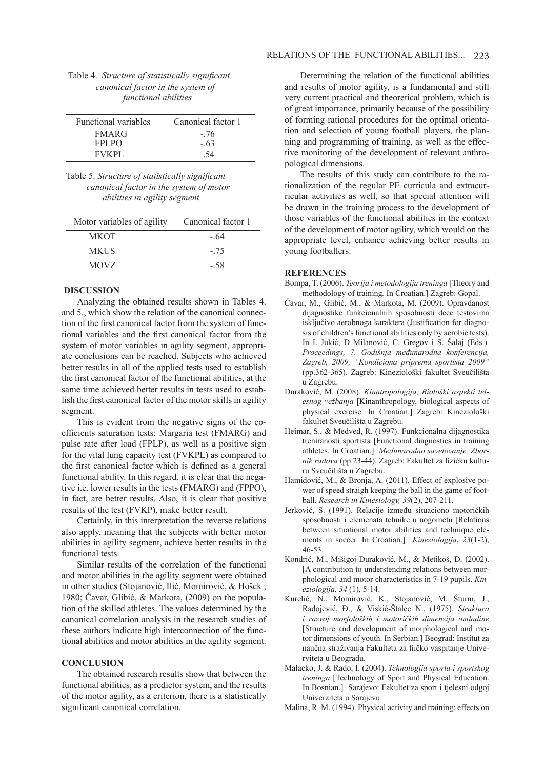Table 4. *Structure of statistically significant canonical factor in the system of functional abilities*

| Functional variables | Canonical factor 1 |
|---|---|
| FMARG | -.76 |
| FPLPO | -.63 |
| FVKPL | .54 |

Table 5. *Structure of statistically significant canonical factor in the system of motor abilities in agility segment*

| Motor variables of agility | Canonical factor 1 |
|---|---|
| MKOT | -.64 |
| MKUS | -.75 |
| MOVZ | -.58 |

## DISCUSSION

Analyzing the obtained results shown in Tables 4. and 5., which show the relation of the canonical connection of the first canonical factor from the system of functional variables and the first canonical factor from the system of motor variables in agility segment, appropriate conclusions can be reached. Subjects who achieved better results in all of the applied tests used to establish the first canonical factor of the functional abilities, at the same time achieved better results in tests used to establish the first canonical factor of the motor skills in agility segment.

This is evident from the negative signs of the coefficients saturation tests: Margaria test (FMARG) and pulse rate after load (FPLP), as well as a positive sign for the vital lung capacity test (FVKPL) as compared to the first canonical factor which is defined as a general functional ability. In this regard, it is clear that the negative i.e. lower results in the tests (FMARG) and (FPPO), in fact, are better results. Also, it is clear that positive results of the test (FVKP), make better result.

Certainly, in this interpretation the reverse relations also apply, meaning that the subjects with better motor abilities in agility segment, achieve better results in the functional tests.

Similar results of the correlation of the functional and motor abilities in the agility segment were obtained in other studies (Stojanović, Ilić, Momirović, & Hošek , 1980; Ćavar, Glibić, & Markota, (2009) on the population of the skilled athletes. The values determined by the canonical correlation analysis in the research studies of these authors indicate high interconnection of the functional abilities and motor abilities in the agility segment.

## CONCLUSION

The obtained research results show that between the functional abilities, as a predictor system, and the results of the motor agility, as a criterion, there is a statistically significant canonical correlation.

Determining the relation of the functional abilities and results of motor agility, is a fundamental and still very current practical and theoretical problem, which is of great importance, primarily because of the possibility of forming rational procedures for the optimal orientation and selection of young football players, the planning and programming of training, as well as the effective monitoring of the development of relevant anthropological dimensions.

The results of this study can contribute to the rationalization of the regular PE curricula and extracurricular activities as well, so that special attention will be drawn in the training process to the development of those variables of the functional abilities in the context of the development of motor agility, which would on the appropriate level, enhance achieving better results in young footballers.

## REFERENCES

Bompa, T. (2006). *Teorija i metodologija treninga* [Theory and methodology of training. In Croatian.] Zagreb: Gopal.

Ćavar, M., Glibić, M., & Markota, M. (2009). Opravdanost dijagnostike funkcionalnih sposobnosti dece testovima isključivo aerobnoga karaktera (Justification for diagnosis of children's functional abilities only by aerobic tests). In I. Jukić, D Milanović, C. Gregov i S. Šalaj (Eds.)*, Proceedings, 7. Godišnja međunarodna konferencija, Zagreb, 2009, "Kondiciona priprema sportista 2009"* (pp.362-365). Zagreb: Kineziološki fakultet Sveučilišta u Zagrebu.

Duraković, M. (2008). *Kinatropologija, Biološki aspekti telesnog vežbanja* [Kinanthropology, biological aspects of physical exercise. In Croatian.] Zagreb: Kineziološki fakultet Sveučilišta u Zagrebu.

Heimar, S., & Medved, R. (1997). Funkcionalna dijagnostika treniranosti sportista [Functional diagnostics in training athletes. In Croatian.] *Međunarodno savetovanje, Zbornik radova* (pp.23-44). Zagreb: Fakultet za fizičku kulturu Sveučilišta u Zagrebu.

Hamidović, M., & Bronja, A. (2011). Effect of explosive power of speed straigh keeping the ball in the game of football. *Research in Kinesiology, 39*(2), 207-211.

Jerković, S. (1991). Relacije između situaciono motoričkih sposobnosti i elemenata tehnike u nogometu [Relations between situational motor abilities and technique elements in soccer. In Croatian.] *Kineziologija*, *23*(1-2), 46-53.

Kondrić, M., Mišigoj-Duraković, M., & Metikoš, D. (2002). [A contribution to understending relations between morphological and motor characteristics in 7-19 pupils. *Kineziologija, 34* (1), 5-14.

Kurelić, N., Momirović, K., Stojanović, M. Šturm, J., Radojević, Đ., & Viskić-Štalec N., (1975). *Struktura i razvoj morfoloških i motoričkih dimenzija omladine* [Structure and development of morphological and motor dimensions of youth. In Serbian.] Beograd: Institut za naučna straživanja Fakulteta za fiičko vaspitanje Univeryiteta u Beogradu.

Malacko, J. & Rađo, I. (2004). *Tehnologija sporta i sportskog treninga* [Technology of Sport and Physical Education. In Bosnian.] Sarajevo: Fakultet za sport i tjelesni odgoj Univerziteta u Sarajevu.

Malina, R. M. (1994). Physical activity and training: effects on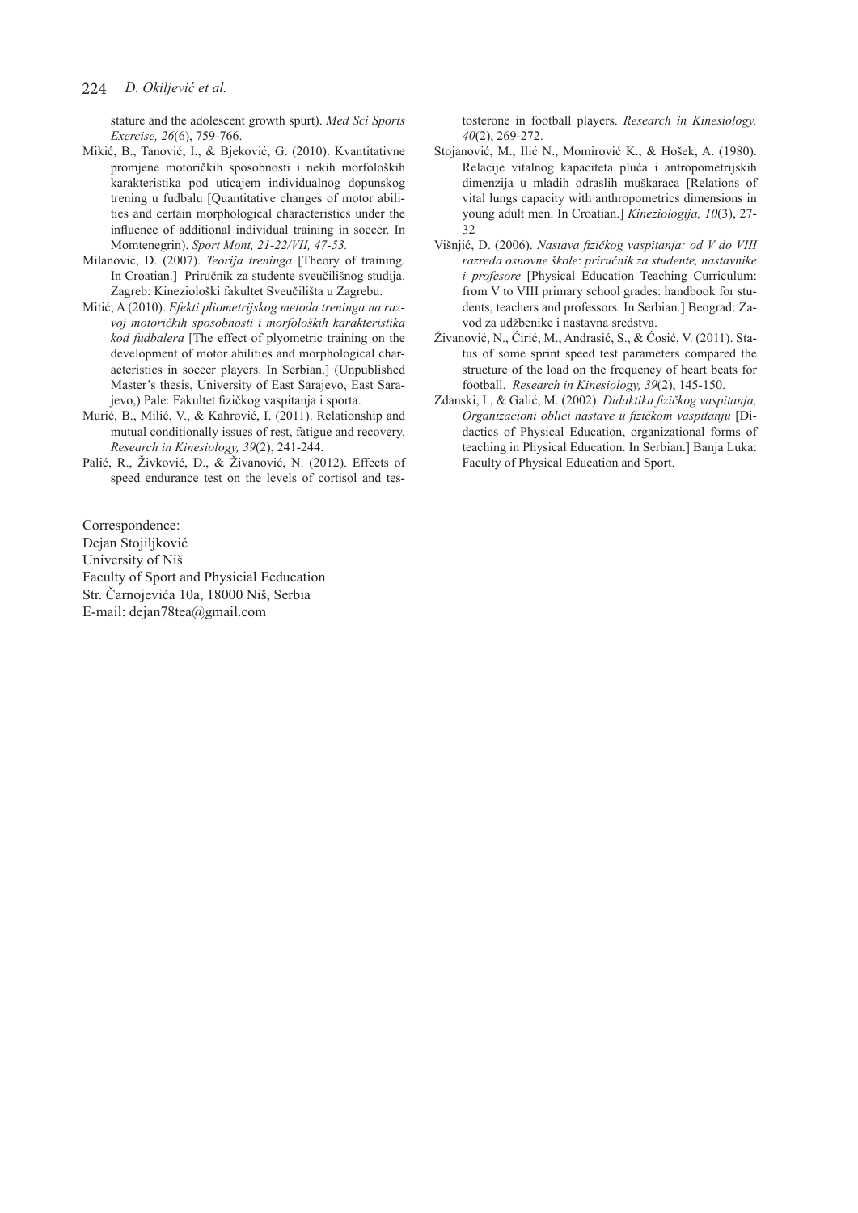stature and the adolescent growth spurt). *Med Sci Sports Exercise, 26*(6), 759-766.

Mikić, B., Tanović, I., & Bjeković, G. (2010). Kvantitativne promjene motoričkih sposobnosti i nekih morfoloških karakteristika pod uticajem individualnog dopunskog trening u fudbalu [Quantitative changes of motor abilities and certain morphological characteristics under the influence of additional individual training in soccer. In Momtenegrin). *Sport Mont, 21-22/VII, 47-53.*

Milanović, D. (2007). *Teorija treninga* [Theory of training. In Croatian.] Priručnik za studente sveučilišnog studija. Zagreb: Kineziološki fakultet Sveučilišta u Zagrebu.

Mitić, A (2010). *Efekti pliometrijskog metoda treninga na razvoj motoričkih sposobnosti i morfoloških karakteristika kod fudbalera* [The effect of plyometric training on the development of motor abilities and morphological characteristics in soccer players. In Serbian.] (Unpublished Master's thesis, University of East Sarajevo, East Sarajevo,) Pale: Fakultet fizičkog vaspitanja i sporta.

Murić, B., Milić, V., & Kahrović, I. (2011). Relationship and mutual conditionally issues of rest, fatigue and recovery. *Research in Kinesiology, 39*(2), 241-244.

Palić, R., Živković, D., & Živanović, N. (2012). Effects of speed endurance test on the levels of cortisol and testosterone in football players. *Research in Kinesiology, 40*(2), 269-272.

Stojanović, M., Ilić N., Momirović K., & Hošek, A. (1980). Relacije vitalnog kapaciteta pluća i antropometrijskih dimenzija u mladih odraslih muškaraca [Relations of vital lungs capacity with anthropometrics dimensions in young adult men. In Croatian.] *Kineziologija, 10*(3), 27-32

Višnjić, D. (2006). *Nastava fizičkog vaspitanja: od V do VIII razreda osnovne škole*: *priručnik za studente, nastavnike i profesore* [Physical Education Teaching Curriculum: from V to VIII primary school grades: handbook for students, teachers and professors. In Serbian.] Beograd: Zavod za udžbenike i nastavna sredstva.

Živanović, N., Ćirić, M., Andrasić, S., & Ćosić, V. (2011). Status of some sprint speed test parameters compared the structure of the load on the frequency of heart beats for football. *Research in Kinesiology, 39*(2), 145-150.

Zdanski, I., & Galić, M. (2002). *Didaktika fizičkog vaspitanja, Organizacioni oblici nastave u fizičkom vaspitanju* [Didactics of Physical Education, organizational forms of teaching in Physical Education. In Serbian.] Banja Luka: Faculty of Physical Education and Sport.

Correspondence:
Dejan Stojiljković
University of Niš
Faculty of Sport and Physicial Eeducation
Str. Čarnojevića 10a, 18000 Niš, Serbia
E-mail: dejan78tea@gmail.com